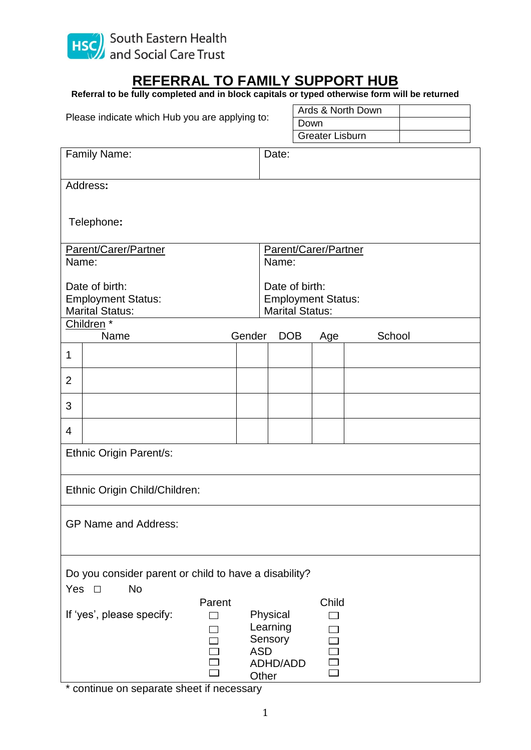South Eastern Health and Social Care Trust

# REFERRAL TO FAMILY SUPPORT HUB

**Referral to be fully completed and in block capitals or typed otherwise form will be returned**

Please indicate which Hub you are applying to:

| | |
|---|---|
| Ards & North Down | |
| Down | |
| Greater Lisburn | |

| | |
|---|---|
| Family Name: | Date: |
| Address:<br><br>Telephone: | |
| Parent/Carer/Partner<br>Name:<br><br>Date of birth:<br>Employment Status:<br>Marital Status: | Parent/Carer/Partner<br>Name:<br><br>Date of birth:<br>Employment Status:<br>Marital Status: |

Children *

| | Name | Gender | DOB | Age | School |
|---|---|---|---|---|---|
| 1 | | | | | |
| 2 | | | | | |
| 3 | | | | | |
| 4 | | | | | |

Ethnic Origin Parent/s:

Ethnic Origin Child/Children:

GP Name and Address:

Do you consider parent or child to have a disability?

Yes ☐ No

If 'yes', please specify:

| Parent | | Child |
|---|---|---|
| ☐ | Physical | ☐ |
| ☐ | Learning | ☐ |
| ☐ | Sensory | ☐ |
| ☐ | ASD | ☐ |
| ☐ | ADHD/ADD | ☐ |
| ☐ | Other | ☐ |

* continue on separate sheet if necessary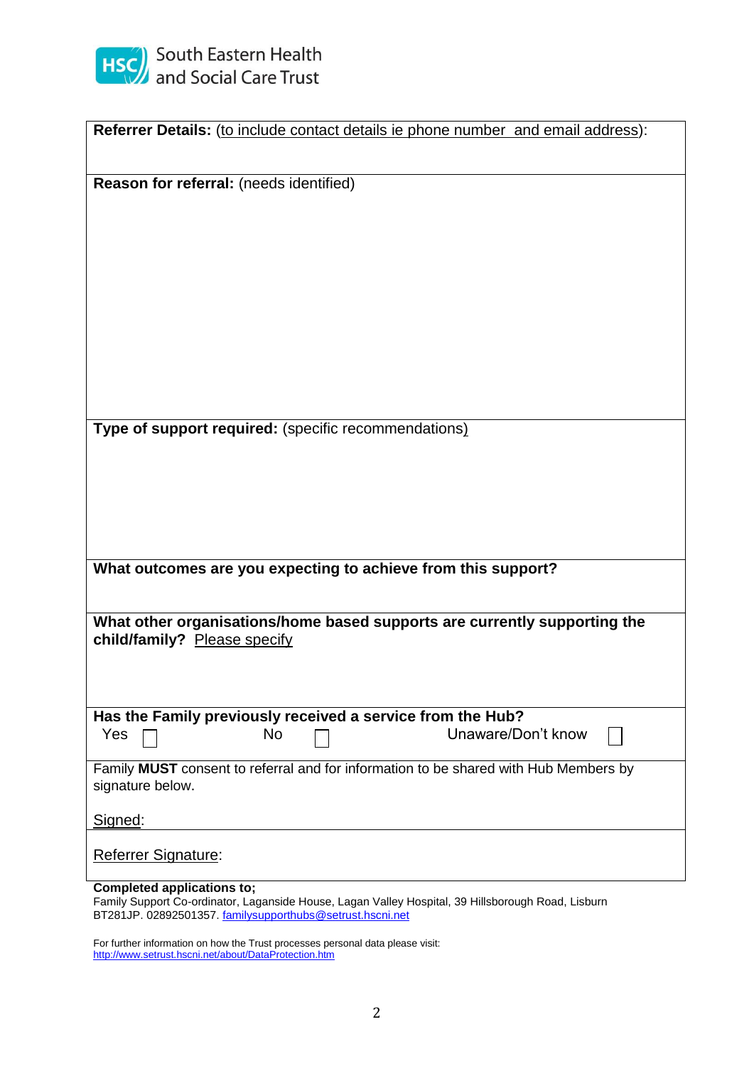South Eastern Health and Social Care Trust

**Referrer Details:** (to include contact details ie phone number and email address):

**Reason for referral:** (needs identified)

**Type of support required:** (specific recommendations)

**What outcomes are you expecting to achieve from this support?**

**What other organisations/home based supports are currently supporting the child/family?** Please specify

**Has the Family previously received a service from the Hub?**

Yes ☐ No ☐ Unaware/Don't know ☐

Family **MUST** consent to referral and for information to be shared with Hub Members by signature below.

Signed:

Referrer Signature:

**Completed applications to;**
Family Support Co-ordinator, Laganside House, Lagan Valley Hospital, 39 Hillsborough Road, Lisburn BT281JP. 02892501357. familysupporthubs@setrust.hscni.net

For further information on how the Trust processes personal data please visit:
http://www.setrust.hscni.net/about/DataProtection.htm